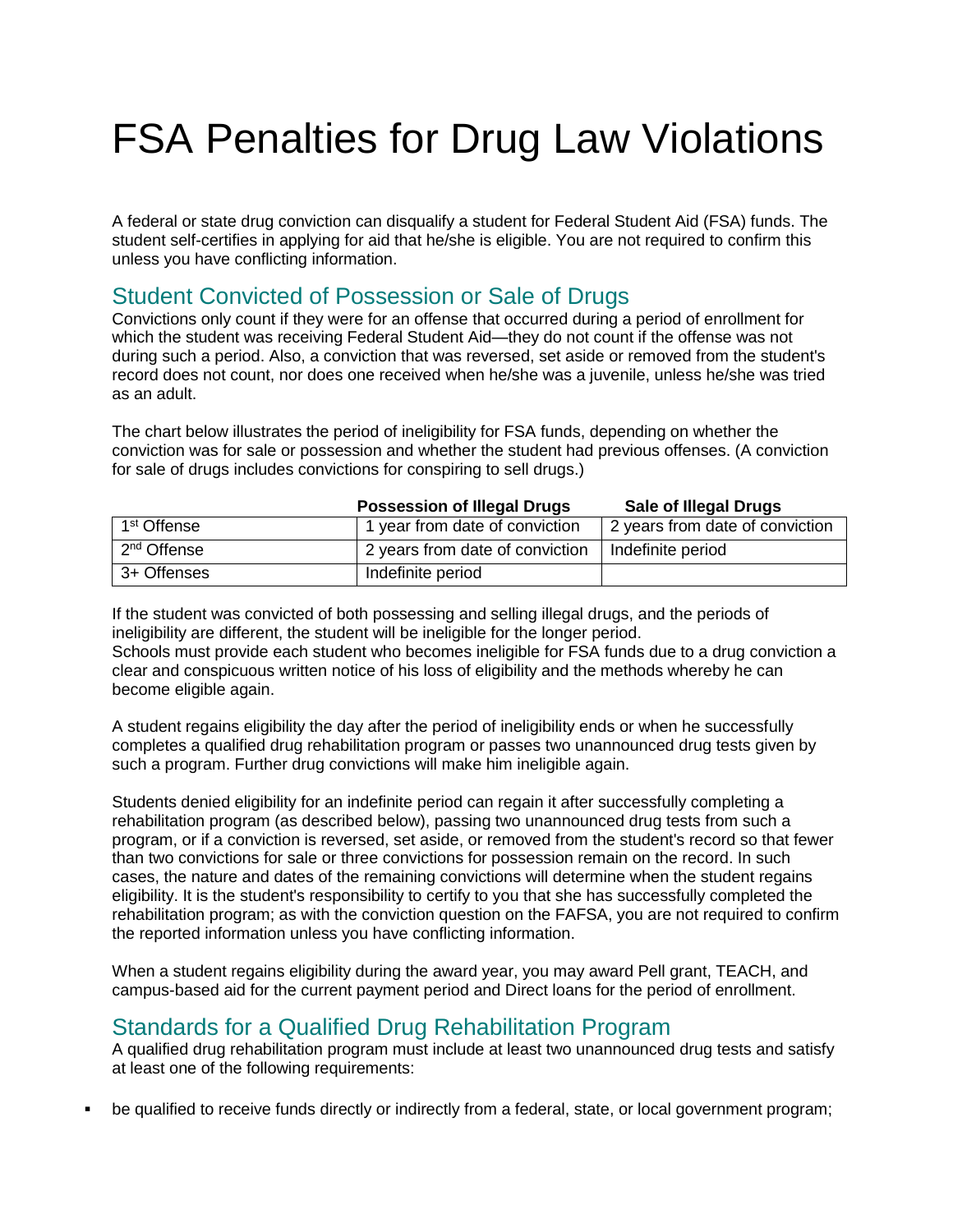# FSA Penalties for Drug Law Violations

A federal or state drug conviction can disqualify a student for Federal Student Aid (FSA) funds. The student self-certifies in applying for aid that he/she is eligible. You are not required to confirm this unless you have conflicting information.

## Student Convicted of Possession or Sale of Drugs

Convictions only count if they were for an offense that occurred during a period of enrollment for which the student was receiving Federal Student Aid—they do not count if the offense was not during such a period. Also, a conviction that was reversed, set aside or removed from the student's record does not count, nor does one received when he/she was a juvenile, unless he/she was tried as an adult.

The chart below illustrates the period of ineligibility for FSA funds, depending on whether the conviction was for sale or possession and whether the student had previous offenses. (A conviction for sale of drugs includes convictions for conspiring to sell drugs.)

| | **Possession of Illegal Drugs** | **Sale of Illegal Drugs** |
|---|---|---|
| 1st Offense | 1 year from date of conviction | 2 years from date of conviction |
| 2nd Offense | 2 years from date of conviction | Indefinite period |
| 3+ Offenses | Indefinite period | |

If the student was convicted of both possessing and selling illegal drugs, and the periods of ineligibility are different, the student will be ineligible for the longer period.
Schools must provide each student who becomes ineligible for FSA funds due to a drug conviction a clear and conspicuous written notice of his loss of eligibility and the methods whereby he can become eligible again.

A student regains eligibility the day after the period of ineligibility ends or when he successfully completes a qualified drug rehabilitation program or passes two unannounced drug tests given by such a program. Further drug convictions will make him ineligible again.

Students denied eligibility for an indefinite period can regain it after successfully completing a rehabilitation program (as described below), passing two unannounced drug tests from such a program, or if a conviction is reversed, set aside, or removed from the student's record so that fewer than two convictions for sale or three convictions for possession remain on the record. In such cases, the nature and dates of the remaining convictions will determine when the student regains eligibility. It is the student's responsibility to certify to you that she has successfully completed the rehabilitation program; as with the conviction question on the FAFSA, you are not required to confirm the reported information unless you have conflicting information.

When a student regains eligibility during the award year, you may award Pell grant, TEACH, and campus-based aid for the current payment period and Direct loans for the period of enrollment.

## Standards for a Qualified Drug Rehabilitation Program

A qualified drug rehabilitation program must include at least two unannounced drug tests and satisfy at least one of the following requirements:

- be qualified to receive funds directly or indirectly from a federal, state, or local government program;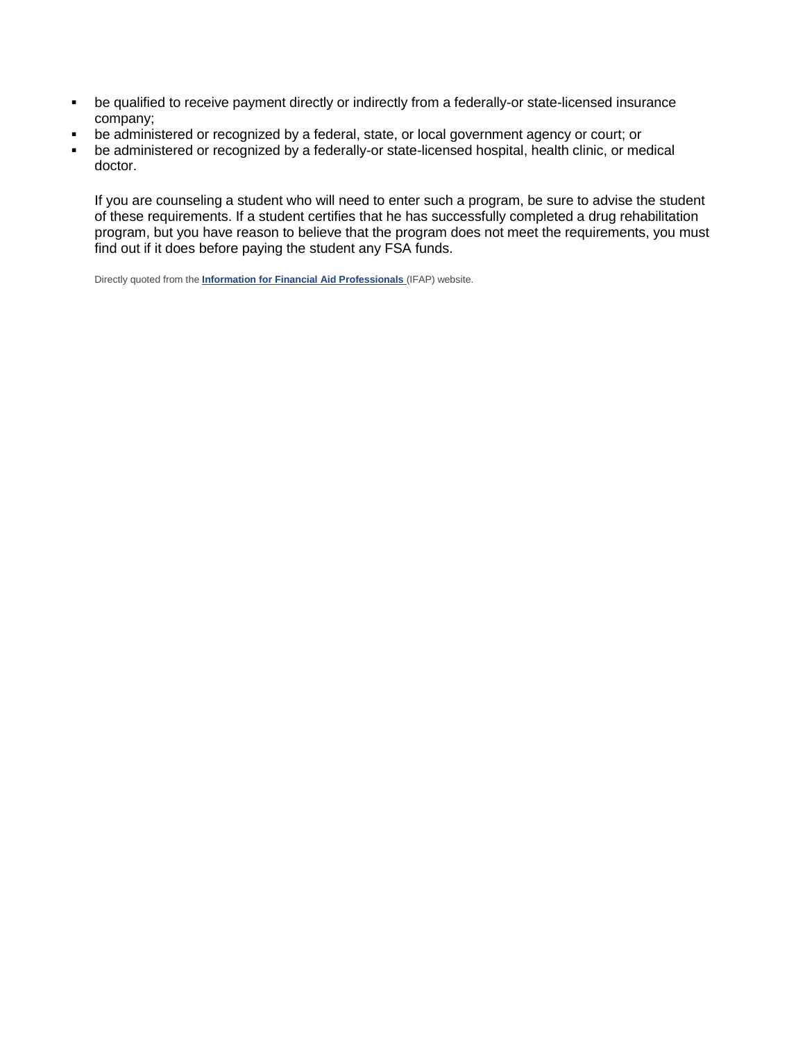- be qualified to receive payment directly or indirectly from a federally-or state-licensed insurance company;
- be administered or recognized by a federal, state, or local government agency or court; or
- be administered or recognized by a federally-or state-licensed hospital, health clinic, or medical doctor.

If you are counseling a student who will need to enter such a program, be sure to advise the student of these requirements. If a student certifies that he has successfully completed a drug rehabilitation program, but you have reason to believe that the program does not meet the requirements, you must find out if it does before paying the student any FSA funds.

Directly quoted from the **Information for Financial Aid Professionals** (IFAP) website.